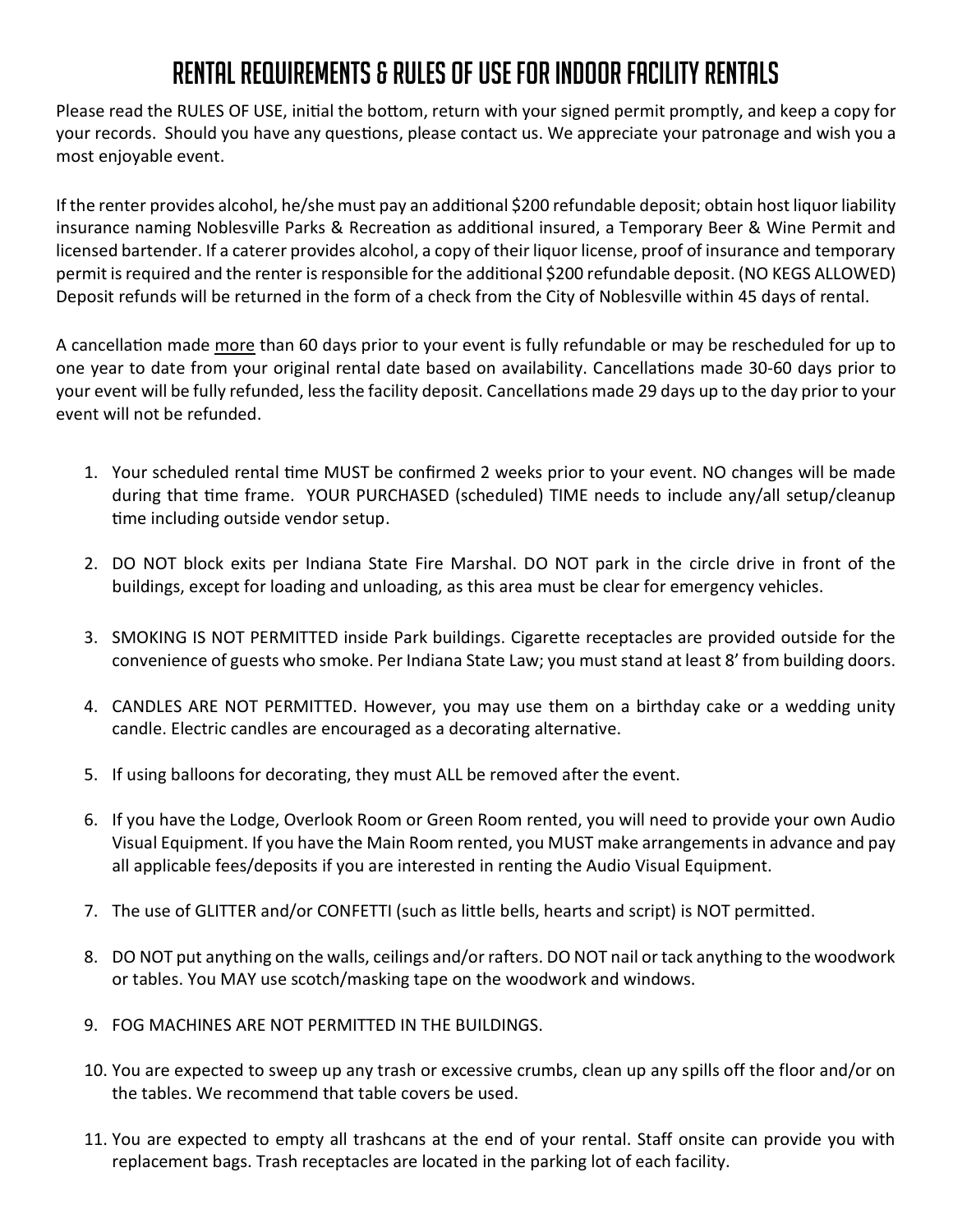# RENTAL REQUIREMENTS & RULES OF USE FOR INDOOR FACILITY RENTALS

Please read the RULES OF USE, initial the bottom, return with your signed permit promptly, and keep a copy for your records. Should you have any questions, please contact us. We appreciate your patronage and wish you a most enjoyable event.

If the renter provides alcohol, he/she must pay an additional $200 refundable deposit; obtain host liquor liability insurance naming Noblesville Parks & Recreation as additional insured, a Temporary Beer & Wine Permit and licensed bartender. If a caterer provides alcohol, a copy of their liquor license, proof of insurance and temporary permit is required and the renter is responsible for the additional $200 refundable deposit. (NO KEGS ALLOWED) Deposit refunds will be returned in the form of a check from the City of Noblesville within 45 days of rental.

A cancellation made <u>more</u> than 60 days prior to your event is fully refundable or may be rescheduled for up to one year to date from your original rental date based on availability. Cancellations made 30-60 days prior to your event will be fully refunded, less the facility deposit. Cancellations made 29 days up to the day prior to your event will not be refunded.

1. Your scheduled rental time MUST be confirmed 2 weeks prior to your event. NO changes will be made during that time frame. YOUR PURCHASED (scheduled) TIME needs to include any/all setup/cleanup time including outside vendor setup.

2. DO NOT block exits per Indiana State Fire Marshal. DO NOT park in the circle drive in front of the buildings, except for loading and unloading, as this area must be clear for emergency vehicles.

3. SMOKING IS NOT PERMITTED inside Park buildings. Cigarette receptacles are provided outside for the convenience of guests who smoke. Per Indiana State Law; you must stand at least 8' from building doors.

4. CANDLES ARE NOT PERMITTED. However, you may use them on a birthday cake or a wedding unity candle. Electric candles are encouraged as a decorating alternative.

5. If using balloons for decorating, they must ALL be removed after the event.

6. If you have the Lodge, Overlook Room or Green Room rented, you will need to provide your own Audio Visual Equipment. If you have the Main Room rented, you MUST make arrangements in advance and pay all applicable fees/deposits if you are interested in renting the Audio Visual Equipment.

7. The use of GLITTER and/or CONFETTI (such as little bells, hearts and script) is NOT permitted.

8. DO NOT put anything on the walls, ceilings and/or rafters. DO NOT nail or tack anything to the woodwork or tables. You MAY use scotch/masking tape on the woodwork and windows.

9. FOG MACHINES ARE NOT PERMITTED IN THE BUILDINGS.

10. You are expected to sweep up any trash or excessive crumbs, clean up any spills off the floor and/or on the tables. We recommend that table covers be used.

11. You are expected to empty all trashcans at the end of your rental. Staff onsite can provide you with replacement bags. Trash receptacles are located in the parking lot of each facility.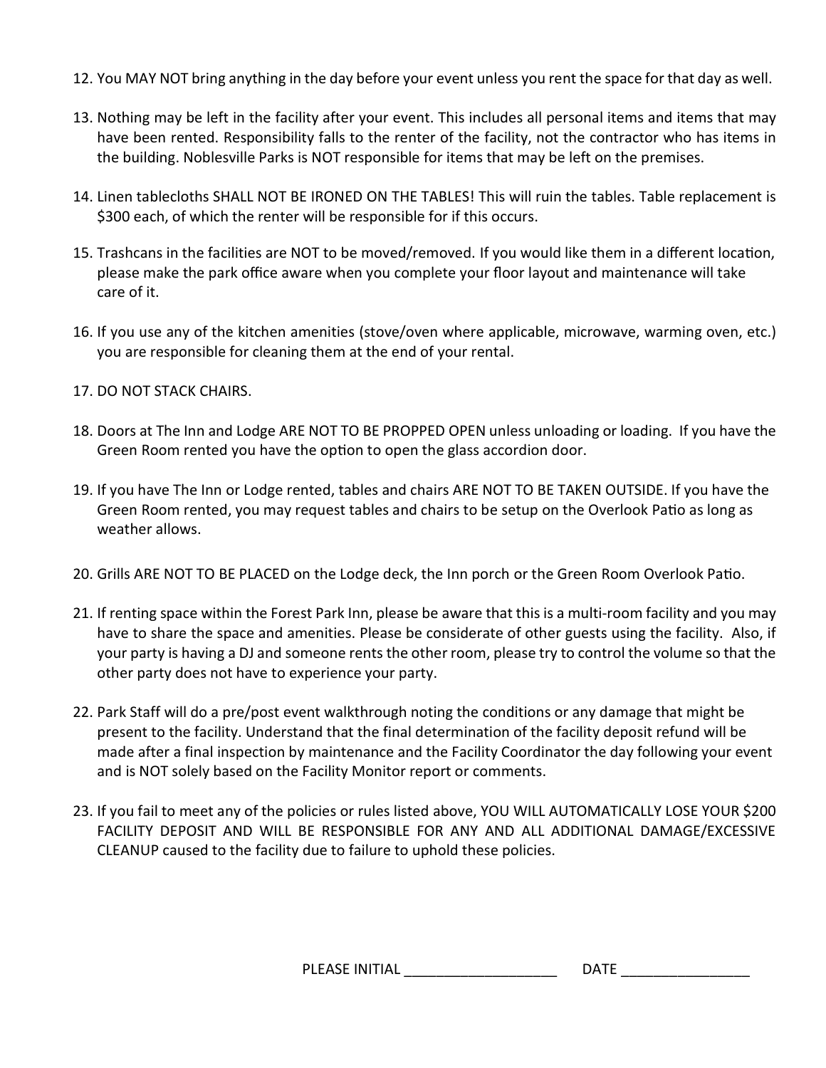12. You MAY NOT bring anything in the day before your event unless you rent the space for that day as well.

13. Nothing may be left in the facility after your event. This includes all personal items and items that may have been rented. Responsibility falls to the renter of the facility, not the contractor who has items in the building. Noblesville Parks is NOT responsible for items that may be left on the premises.

14. Linen tablecloths SHALL NOT BE IRONED ON THE TABLES! This will ruin the tables. Table replacement is $300 each, of which the renter will be responsible for if this occurs.

15. Trashcans in the facilities are NOT to be moved/removed. If you would like them in a different location, please make the park office aware when you complete your floor layout and maintenance will take care of it.

16. If you use any of the kitchen amenities (stove/oven where applicable, microwave, warming oven, etc.) you are responsible for cleaning them at the end of your rental.

17. DO NOT STACK CHAIRS.

18. Doors at The Inn and Lodge ARE NOT TO BE PROPPED OPEN unless unloading or loading. If you have the Green Room rented you have the option to open the glass accordion door.

19. If you have The Inn or Lodge rented, tables and chairs ARE NOT TO BE TAKEN OUTSIDE. If you have the Green Room rented, you may request tables and chairs to be setup on the Overlook Patio as long as weather allows.

20. Grills ARE NOT TO BE PLACED on the Lodge deck, the Inn porch or the Green Room Overlook Patio.

21. If renting space within the Forest Park Inn, please be aware that this is a multi-room facility and you may have to share the space and amenities. Please be considerate of other guests using the facility. Also, if your party is having a DJ and someone rents the other room, please try to control the volume so that the other party does not have to experience your party.

22. Park Staff will do a pre/post event walkthrough noting the conditions or any damage that might be present to the facility. Understand that the final determination of the facility deposit refund will be made after a final inspection by maintenance and the Facility Coordinator the day following your event and is NOT solely based on the Facility Monitor report or comments.

23. If you fail to meet any of the policies or rules listed above, YOU WILL AUTOMATICALLY LOSE YOUR $200 FACILITY DEPOSIT AND WILL BE RESPONSIBLE FOR ANY AND ALL ADDITIONAL DAMAGE/EXCESSIVE CLEANUP caused to the facility due to failure to uphold these policies.

PLEASE INITIAL ____________________ DATE ________________